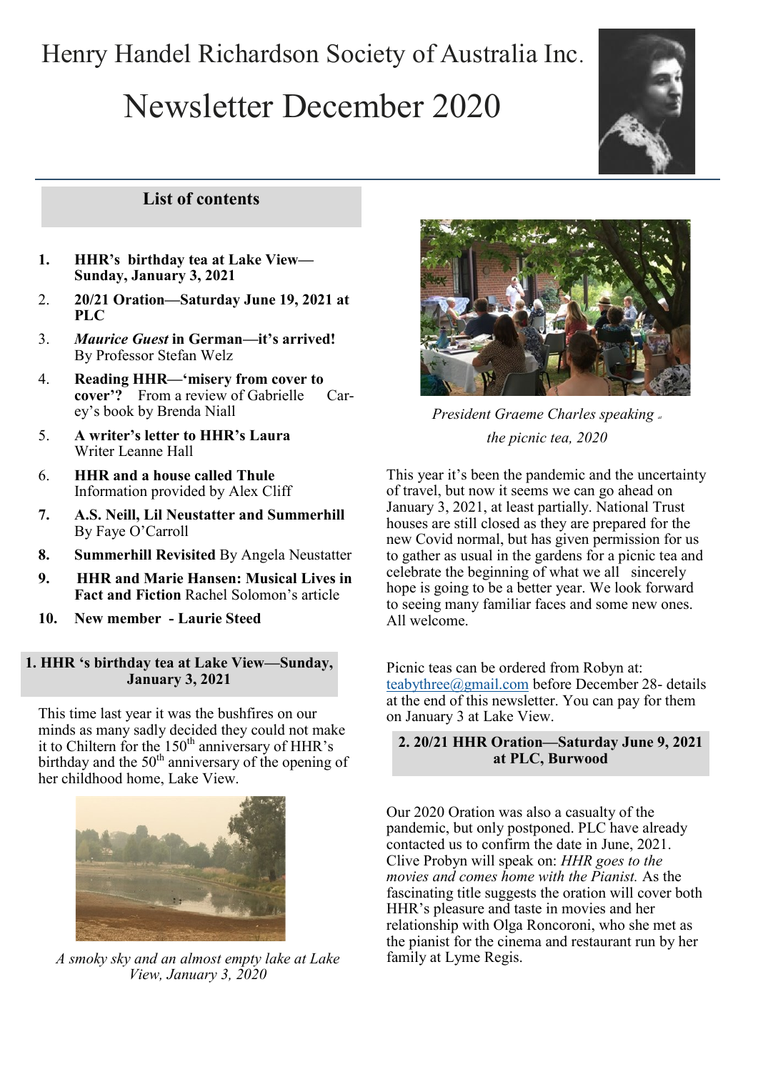# Henry Handel Richardson Society of Australia Inc.

# Newsletter December 2020

## List of contents

1. **HHR's birthday tea at Lake View—Sunday, January 3, 2021**
2. **20/21 Oration—Saturday June 19, 2021 at PLC**
3. ***Maurice Guest* in German—it's arrived!** By Professor Stefan Welz
4. **Reading HHR—'misery from cover to cover'?** From a review of Gabrielle Carey's book by Brenda Niall
5. **A writer's letter to HHR's Laura** Writer Leanne Hall
6. **HHR and a house called Thule** Information provided by Alex Cliff
7. **A.S. Neill, Lil Neustatter and Summerhill** By Faye O'Carroll
8. **Summerhill Revisited** By Angela Neustatter
9. **HHR and Marie Hansen: Musical Lives in Fact and Fiction** Rachel Solomon's article
10. **New member - Laurie Steed**

## 1. HHR 's birthday tea at Lake View—Sunday, January 3, 2021

This time last year it was the bushfires on our minds as many sadly decided they could not make it to Chiltern for the 150th anniversary of HHR's birthday and the 50th anniversary of the opening of her childhood home, Lake View.

*A smoky sky and an almost empty lake at Lake View, January 3, 2020*

*President Graeme Charles speaking at the picnic tea, 2020*

This year it's been the pandemic and the uncertainty of travel, but now it seems we can go ahead on January 3, 2021, at least partially. National Trust houses are still closed as they are prepared for the new Covid normal, but has given permission for us to gather as usual in the gardens for a picnic tea and celebrate the beginning of what we all sincerely hope is going to be a better year. We look forward to seeing many familiar faces and some new ones. All welcome.

Picnic teas can be ordered from Robyn at: teabythree@gmail.com before December 28- details at the end of this newsletter. You can pay for them on January 3 at Lake View.

## 2. 20/21 HHR Oration—Saturday June 9, 2021 at PLC, Burwood

Our 2020 Oration was also a casualty of the pandemic, but only postponed. PLC have already contacted us to confirm the date in June, 2021. Clive Probyn will speak on: *HHR goes to the movies and comes home with the Pianist.* As the fascinating title suggests the oration will cover both HHR's pleasure and taste in movies and her relationship with Olga Roncoroni, who she met as the pianist for the cinema and restaurant run by her family at Lyme Regis.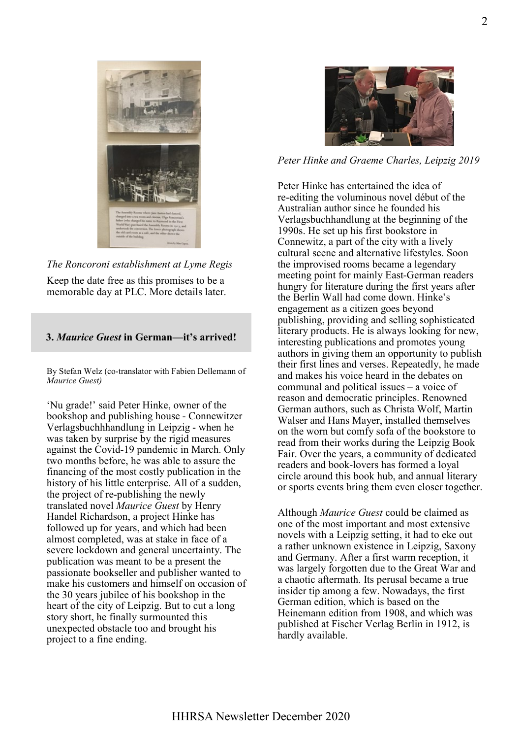*The Roncoroni establishment at Lyme Regis*

Keep the date free as this promises to be a memorable day at PLC. More details later.

## 3. *Maurice Guest* in German—it's arrived!

By Stefan Welz (co-translator with Fabien Dellemann of *Maurice Guest)*

'Nu grade!' said Peter Hinke, owner of the bookshop and publishing house - Connewitzer Verlagsbuchhhandlung in Leipzig - when he was taken by surprise by the rigid measures against the Covid-19 pandemic in March. Only two months before, he was able to assure the financing of the most costly publication in the history of his little enterprise. All of a sudden, the project of re-publishing the newly translated novel *Maurice Guest* by Henry Handel Richardson, a project Hinke has followed up for years, and which had been almost completed, was at stake in face of a severe lockdown and general uncertainty. The publication was meant to be a present the passionate bookseller and publisher wanted to make his customers and himself on occasion of the 30 years jubilee of his bookshop in the heart of the city of Leipzig. But to cut a long story short, he finally surmounted this unexpected obstacle too and brought his project to a fine ending.

*Peter Hinke and Graeme Charles, Leipzig 2019*

Peter Hinke has entertained the idea of re-editing the voluminous novel début of the Australian author since he founded his Verlagsbuchhandlung at the beginning of the 1990s. He set up his first bookstore in Connewitz, a part of the city with a lively cultural scene and alternative lifestyles. Soon the improvised rooms became a legendary meeting point for mainly East-German readers hungry for literature during the first years after the Berlin Wall had come down. Hinke's engagement as a citizen goes beyond publishing, providing and selling sophisticated literary products. He is always looking for new, interesting publications and promotes young authors in giving them an opportunity to publish their first lines and verses. Repeatedly, he made and makes his voice heard in the debates on communal and political issues – a voice of reason and democratic principles. Renowned German authors, such as Christa Wolf, Martin Walser and Hans Mayer, installed themselves on the worn but comfy sofa of the bookstore to read from their works during the Leipzig Book Fair. Over the years, a community of dedicated readers and book-lovers has formed a loyal circle around this book hub, and annual literary or sports events bring them even closer together.

Although *Maurice Guest* could be claimed as one of the most important and most extensive novels with a Leipzig setting, it had to eke out a rather unknown existence in Leipzig, Saxony and Germany. After a first warm reception, it was largely forgotten due to the Great War and a chaotic aftermath. Its perusal became a true insider tip among a few. Nowadays, the first German edition, which is based on the Heinemann edition from 1908, and which was published at Fischer Verlag Berlin in 1912, is hardly available.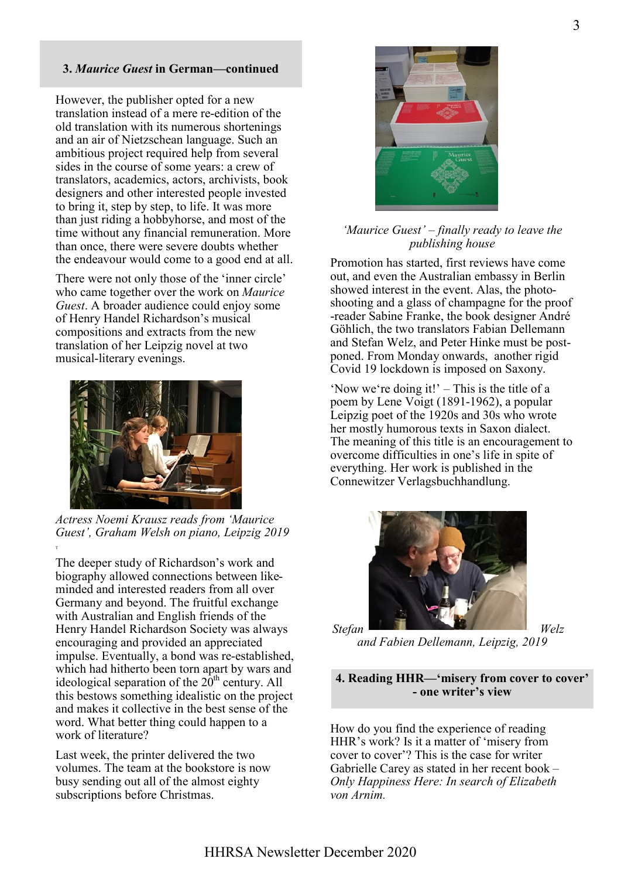### 3. *Maurice Guest* in German—continued

However, the publisher opted for a new translation instead of a mere re-edition of the old translation with its numerous shortenings and an air of Nietzschean language. Such an ambitious project required help from several sides in the course of some years: a crew of translators, academics, actors, archivists, book designers and other interested people invested to bring it, step by step, to life. It was more than just riding a hobbyhorse, and most of the time without any financial remuneration. More than once, there were severe doubts whether the endeavour would come to a good end at all.

There were not only those of the 'inner circle' who came together over the work on *Maurice Guest*. A broader audience could enjoy some of Henry Handel Richardson's musical compositions and extracts from the new translation of her Leipzig novel at two musical-literary evenings.

*Actress Noemi Krausz reads from 'Maurice Guest', Graham Welsh on piano, Leipzig 2019*

The deeper study of Richardson's work and biography allowed connections between like-minded and interested readers from all over Germany and beyond. The fruitful exchange with Australian and English friends of the Henry Handel Richardson Society was always encouraging and provided an appreciated impulse. Eventually, a bond was re-established, which had hitherto been torn apart by wars and ideological separation of the 20th century. All this bestows something idealistic on the project and makes it collective in the best sense of the word. What better thing could happen to a work of literature?

Last week, the printer delivered the two volumes. The team at the bookstore is now busy sending out all of the almost eighty subscriptions before Christmas.

*'Maurice Guest' – finally ready to leave the publishing house*

Promotion has started, first reviews have come out, and even the Australian embassy in Berlin showed interest in the event. Alas, the photo-shooting and a glass of champagne for the proof-reader Sabine Franke, the book designer André Göhlich, the two translators Fabian Dellemann and Stefan Welz, and Peter Hinke must be post-poned. From Monday onwards, another rigid Covid 19 lockdown is imposed on Saxony.

'Now we're doing it!' – This is the title of a poem by Lene Voigt (1891-1962), a popular Leipzig poet of the 1920s and 30s who wrote her mostly humorous texts in Saxon dialect. The meaning of this title is an encouragement to overcome difficulties in one's life in spite of everything. Her work is published in the Connewitzer Verlagsbuchhandlung.

*Stefan Welz and Fabien Dellemann, Leipzig, 2019*

### 4. Reading HHR—'misery from cover to cover' - one writer's view

How do you find the experience of reading HHR's work? Is it a matter of 'misery from cover to cover'? This is the case for writer Gabrielle Carey as stated in her recent book – *Only Happiness Here: In search of Elizabeth von Arnim.*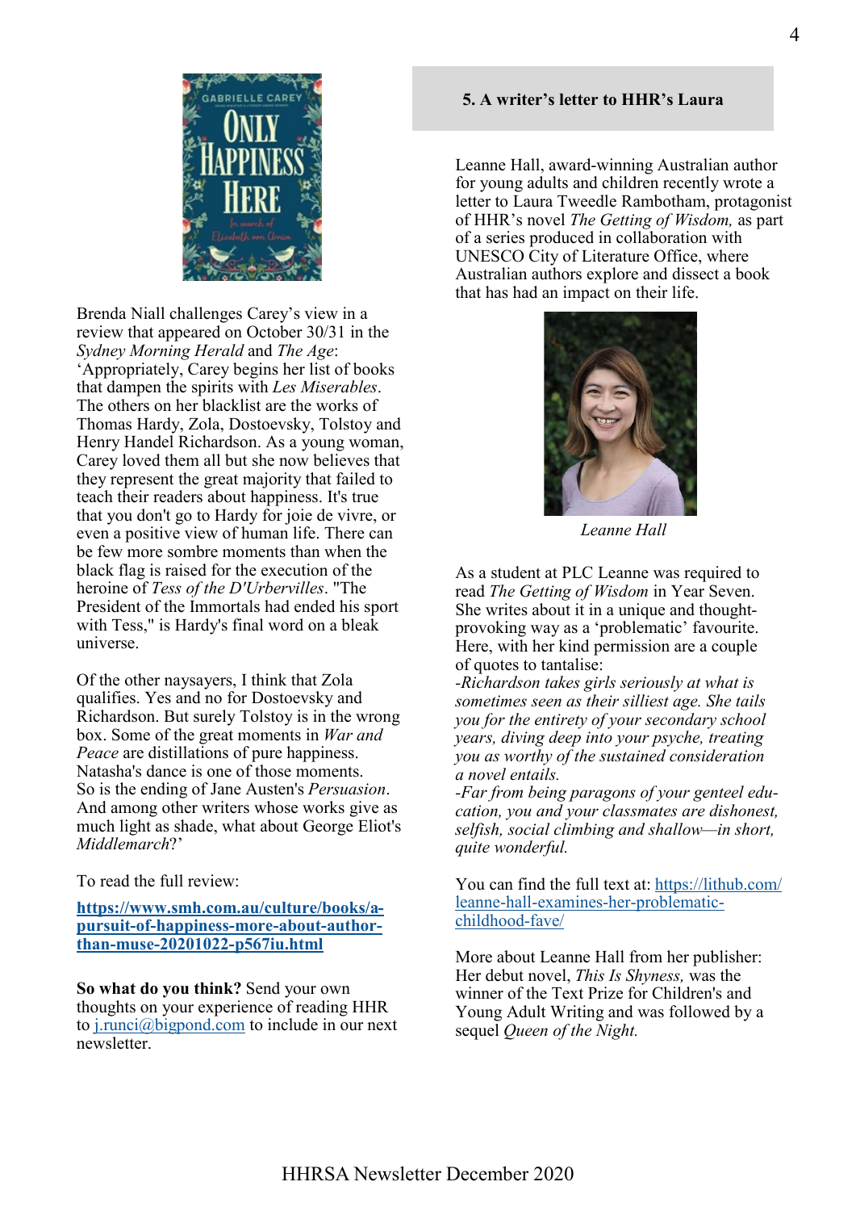Brenda Niall challenges Carey's view in a review that appeared on October 30/31 in the *Sydney Morning Herald* and *The Age*: 'Appropriately, Carey begins her list of books that dampen the spirits with *Les Miserables*. The others on her blacklist are the works of Thomas Hardy, Zola, Dostoevsky, Tolstoy and Henry Handel Richardson. As a young woman, Carey loved them all but she now believes that they represent the great majority that failed to teach their readers about happiness. It's true that you don't go to Hardy for joie de vivre, or even a positive view of human life. There can be few more sombre moments than when the black flag is raised for the execution of the heroine of *Tess of the D'Urbervilles*. "The President of the Immortals had ended his sport with Tess," is Hardy's final word on a bleak universe.

Of the other naysayers, I think that Zola qualifies. Yes and no for Dostoevsky and Richardson. But surely Tolstoy is in the wrong box. Some of the great moments in *War and Peace* are distillations of pure happiness. Natasha's dance is one of those moments. So is the ending of Jane Austen's *Persuasion*. And among other writers whose works give as much light as shade, what about George Eliot's *Middlemarch*?'

To read the full review:

**https://www.smh.com.au/culture/books/a-pursuit-of-happiness-more-about-author-than-muse-20201022-p567iu.html**

**So what do you think?** Send your own thoughts on your experience of reading HHR to j.runci@bigpond.com to include in our next newsletter.

## 5. A writer's letter to HHR's Laura

Leanne Hall, award-winning Australian author for young adults and children recently wrote a letter to Laura Tweedle Rambotham, protagonist of HHR's novel *The Getting of Wisdom,* as part of a series produced in collaboration with UNESCO City of Literature Office, where Australian authors explore and dissect a book that has had an impact on their life.

*Leanne Hall*

As a student at PLC Leanne was required to read *The Getting of Wisdom* in Year Seven. She writes about it in a unique and thought-provoking way as a 'problematic' favourite. Here, with her kind permission are a couple of quotes to tantalise:

*-Richardson takes girls seriously at what is sometimes seen as their silliest age. She tails you for the entirety of your secondary school years, diving deep into your psyche, treating you as worthy of the sustained consideration a novel entails.*

*-Far from being paragons of your genteel education, you and your classmates are dishonest, selfish, social climbing and shallow—in short, quite wonderful.*

You can find the full text at: https://lithub.com/leanne-hall-examines-her-problematic-childhood-fave/

More about Leanne Hall from her publisher: Her debut novel, *This Is Shyness,* was the winner of the Text Prize for Children's and Young Adult Writing and was followed by a sequel *Queen of the Night.*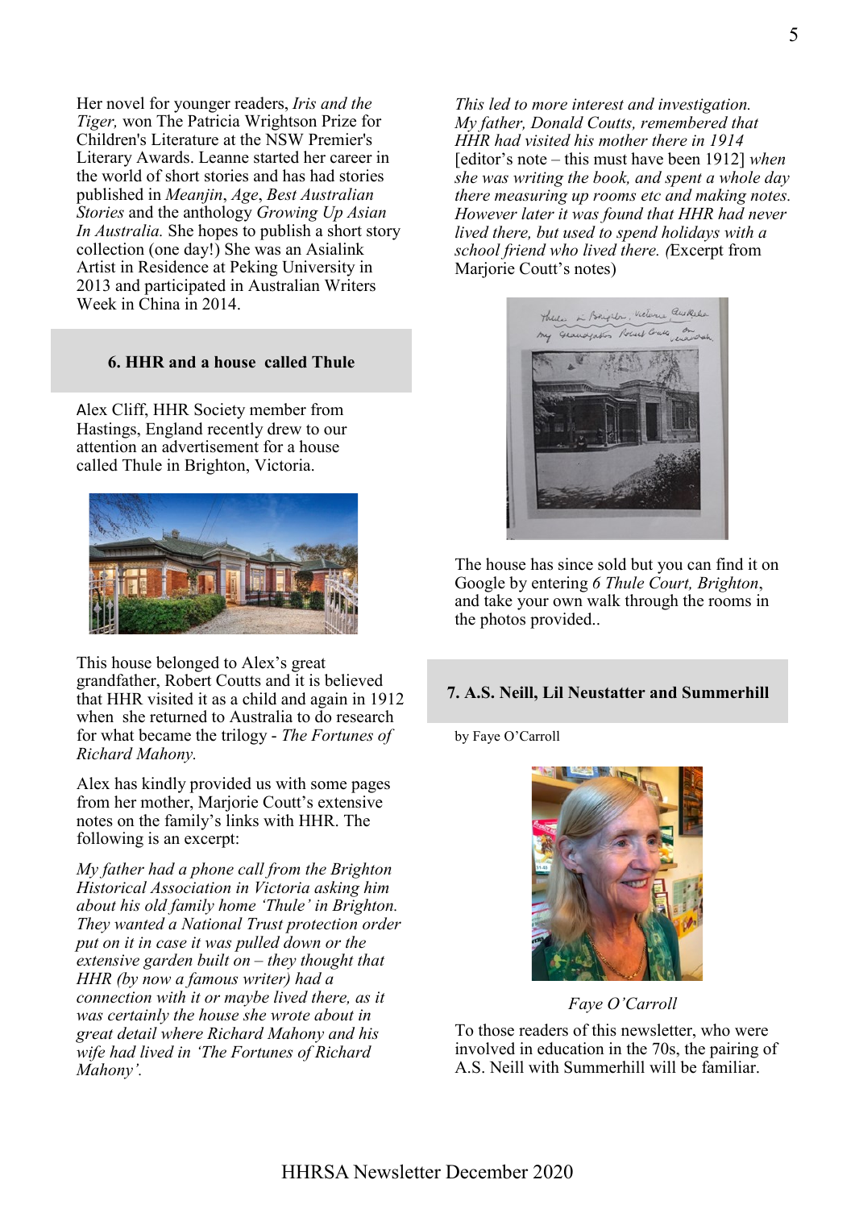Her novel for younger readers, *Iris and the Tiger,* won The Patricia Wrightson Prize for Children's Literature at the NSW Premier's Literary Awards. Leanne started her career in the world of short stories and has had stories published in *Meanjin*, *Age*, *Best Australian Stories* and the anthology *Growing Up Asian In Australia.* She hopes to publish a short story collection (one day!) She was an Asialink Artist in Residence at Peking University in 2013 and participated in Australian Writers Week in China in 2014.

### 6. HHR and a house called Thule

Alex Cliff, HHR Society member from Hastings, England recently drew to our attention an advertisement for a house called Thule in Brighton, Victoria.

This house belonged to Alex's great grandfather, Robert Coutts and it is believed that HHR visited it as a child and again in 1912 when she returned to Australia to do research for what became the trilogy - *The Fortunes of Richard Mahony.*

Alex has kindly provided us with some pages from her mother, Marjorie Coutt's extensive notes on the family's links with HHR. The following is an excerpt:

*My father had a phone call from the Brighton Historical Association in Victoria asking him about his old family home 'Thule' in Brighton. They wanted a National Trust protection order put on it in case it was pulled down or the extensive garden built on – they thought that HHR (by now a famous writer) had a connection with it or maybe lived there, as it was certainly the house she wrote about in great detail where Richard Mahony and his wife had lived in 'The Fortunes of Richard Mahony'.*

*This led to more interest and investigation. My father, Donald Coutts, remembered that HHR had visited his mother there in 1914* [editor's note – this must have been 1912] *when she was writing the book, and spent a whole day there measuring up rooms etc and making notes. However later it was found that HHR had never lived there, but used to spend holidays with a school friend who lived there. (*Excerpt from Marjorie Coutt's notes)

Thule in Brighton, Victoria, Australia
my Grandfather Robert Coutts on verandah.

The house has since sold but you can find it on Google by entering *6 Thule Court, Brighton*, and take your own walk through the rooms in the photos provided..

### 7. A.S. Neill, Lil Neustatter and Summerhill

by Faye O'Carroll

*Faye O'Carroll*

To those readers of this newsletter, who were involved in education in the 70s, the pairing of A.S. Neill with Summerhill will be familiar.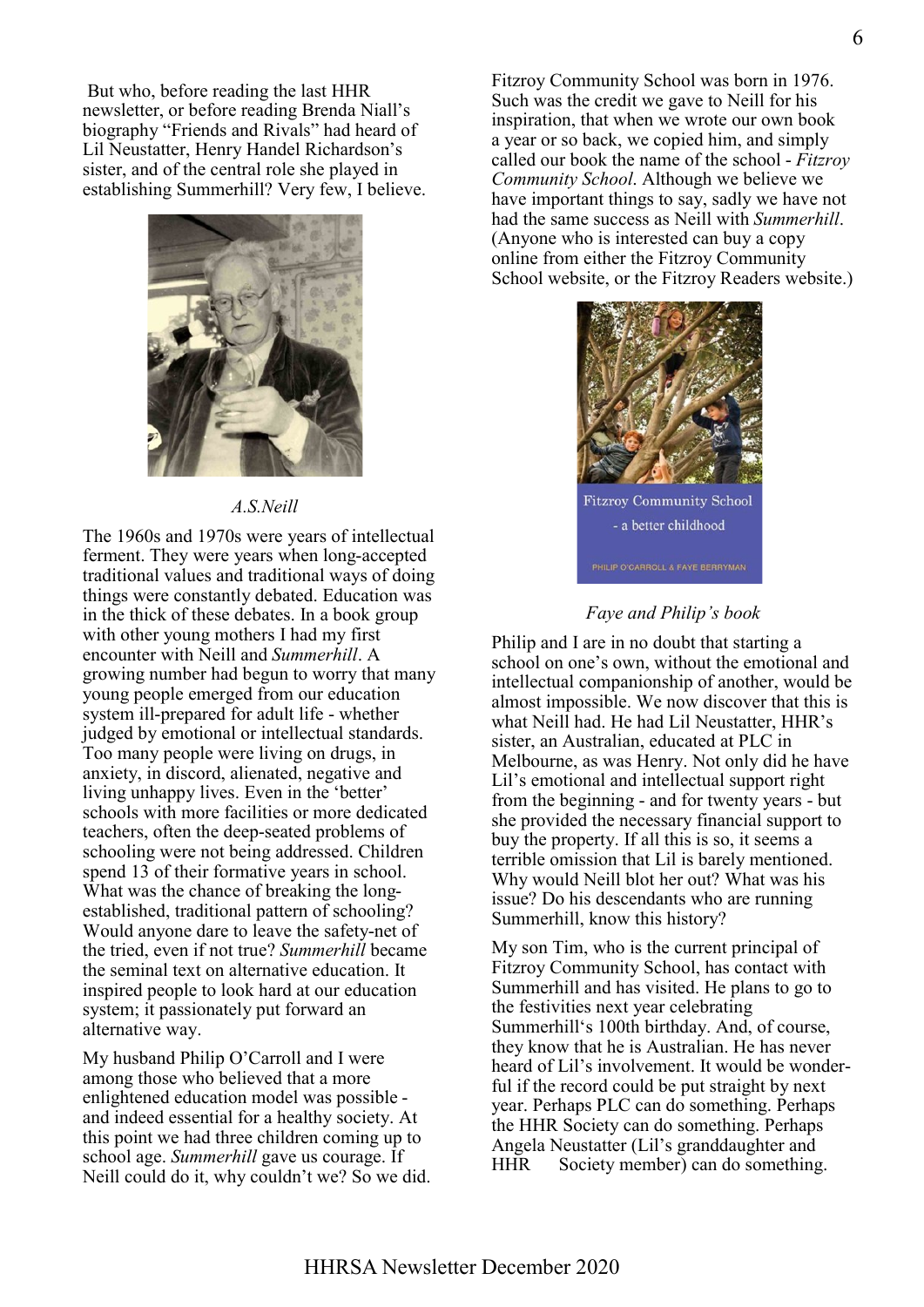But who, before reading the last HHR newsletter, or before reading Brenda Niall's biography "Friends and Rivals" had heard of Lil Neustatter, Henry Handel Richardson's sister, and of the central role she played in establishing Summerhill? Very few, I believe.

*A.S.Neill*

The 1960s and 1970s were years of intellectual ferment. They were years when long-accepted traditional values and traditional ways of doing things were constantly debated. Education was in the thick of these debates. In a book group with other young mothers I had my first encounter with Neill and *Summerhill*. A growing number had begun to worry that many young people emerged from our education system ill-prepared for adult life - whether judged by emotional or intellectual standards. Too many people were living on drugs, in anxiety, in discord, alienated, negative and living unhappy lives. Even in the 'better' schools with more facilities or more dedicated teachers, often the deep-seated problems of schooling were not being addressed. Children spend 13 of their formative years in school. What was the chance of breaking the long-established, traditional pattern of schooling? Would anyone dare to leave the safety-net of the tried, even if not true? *Summerhill* became the seminal text on alternative education. It inspired people to look hard at our education system; it passionately put forward an alternative way.

My husband Philip O'Carroll and I were among those who believed that a more enlightened education model was possible - and indeed essential for a healthy society. At this point we had three children coming up to school age. *Summerhill* gave us courage. If Neill could do it, why couldn't we? So we did.

Fitzroy Community School was born in 1976. Such was the credit we gave to Neill for his inspiration, that when we wrote our own book a year or so back, we copied him, and simply called our book the name of the school - *Fitzroy Community School*. Although we believe we have important things to say, sadly we have not had the same success as Neill with *Summerhill*. (Anyone who is interested can buy a copy online from either the Fitzroy Community School website, or the Fitzroy Readers website.)

*Faye and Philip's book*

Philip and I are in no doubt that starting a school on one's own, without the emotional and intellectual companionship of another, would be almost impossible. We now discover that this is what Neill had. He had Lil Neustatter, HHR's sister, an Australian, educated at PLC in Melbourne, as was Henry. Not only did he have Lil's emotional and intellectual support right from the beginning - and for twenty years - but she provided the necessary financial support to buy the property. If all this is so, it seems a terrible omission that Lil is barely mentioned. Why would Neill blot her out? What was his issue? Do his descendants who are running Summerhill, know this history?

My son Tim, who is the current principal of Fitzroy Community School, has contact with Summerhill and has visited. He plans to go to the festivities next year celebrating Summerhill's 100th birthday. And, of course, they know that he is Australian. He has never heard of Lil's involvement. It would be wonderful if the record could be put straight by next year. Perhaps PLC can do something. Perhaps the HHR Society can do something. Perhaps Angela Neustatter (Lil's granddaughter and HHR Society member) can do something.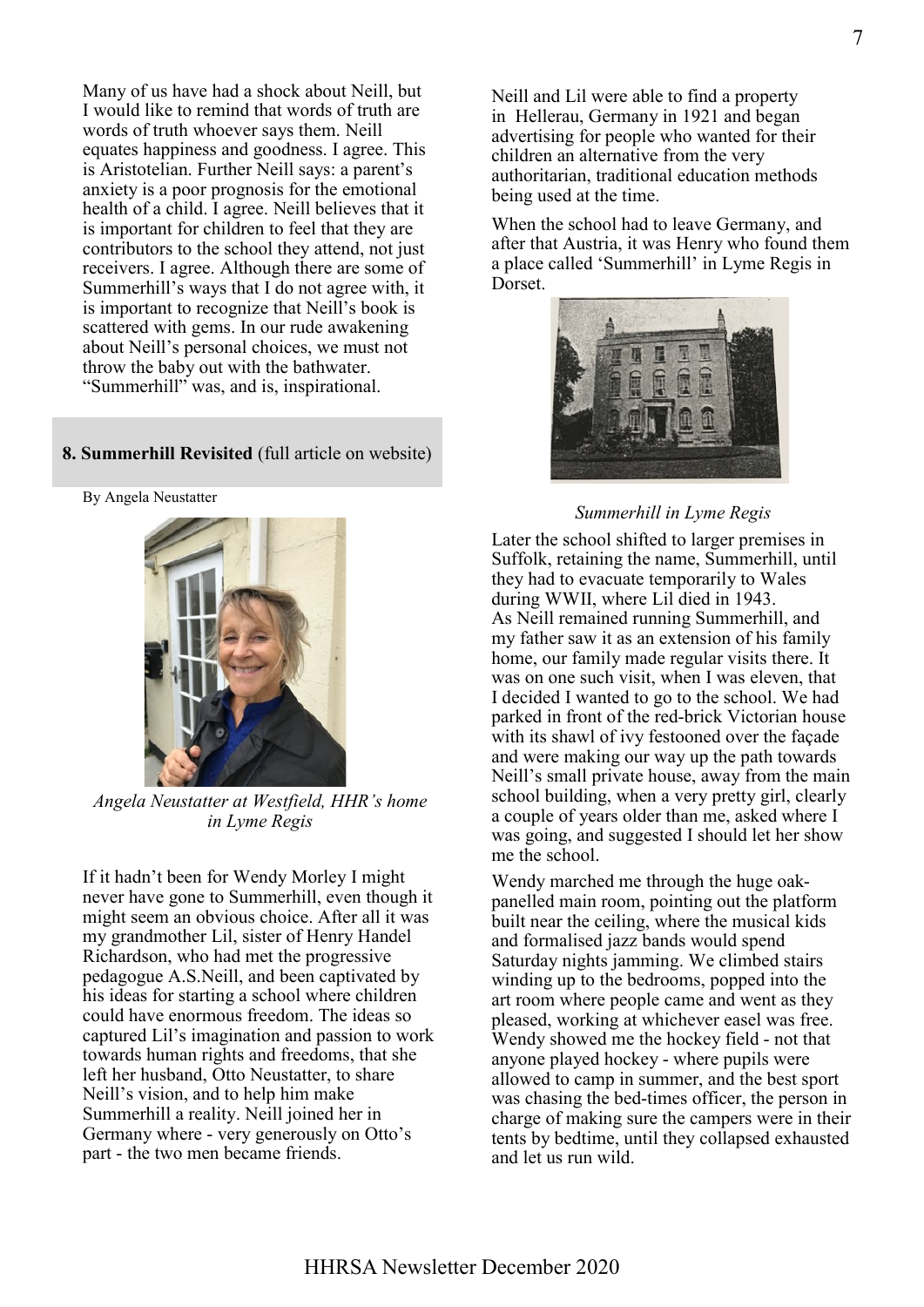Many of us have had a shock about Neill, but I would like to remind that words of truth are words of truth whoever says them. Neill equates happiness and goodness. I agree. This is Aristotelian. Further Neill says: a parent's anxiety is a poor prognosis for the emotional health of a child. I agree. Neill believes that it is important for children to feel that they are contributors to the school they attend, not just receivers. I agree. Although there are some of Summerhill's ways that I do not agree with, it is important to recognize that Neill's book is scattered with gems. In our rude awakening about Neill's personal choices, we must not throw the baby out with the bathwater. "Summerhill" was, and is, inspirational.

## 8. Summerhill Revisited (full article on website)

By Angela Neustatter

*Angela Neustatter at Westfield, HHR's home in Lyme Regis*

If it hadn't been for Wendy Morley I might never have gone to Summerhill, even though it might seem an obvious choice. After all it was my grandmother Lil, sister of Henry Handel Richardson, who had met the progressive pedagogue A.S.Neill, and been captivated by his ideas for starting a school where children could have enormous freedom. The ideas so captured Lil's imagination and passion to work towards human rights and freedoms, that she left her husband, Otto Neustatter, to share Neill's vision, and to help him make Summerhill a reality. Neill joined her in Germany where - very generously on Otto's part - the two men became friends.

Neill and Lil were able to find a property in Hellerau, Germany in 1921 and began advertising for people who wanted for their children an alternative from the very authoritarian, traditional education methods being used at the time.

When the school had to leave Germany, and after that Austria, it was Henry who found them a place called 'Summerhill' in Lyme Regis in Dorset.

*Summerhill in Lyme Regis*

Later the school shifted to larger premises in Suffolk, retaining the name, Summerhill, until they had to evacuate temporarily to Wales during WWII, where Lil died in 1943.
As Neill remained running Summerhill, and my father saw it as an extension of his family home, our family made regular visits there. It was on one such visit, when I was eleven, that I decided I wanted to go to the school. We had parked in front of the red-brick Victorian house with its shawl of ivy festooned over the façade and were making our way up the path towards Neill's small private house, away from the main school building, when a very pretty girl, clearly a couple of years older than me, asked where I was going, and suggested I should let her show me the school.

Wendy marched me through the huge oak-panelled main room, pointing out the platform built near the ceiling, where the musical kids and formalised jazz bands would spend Saturday nights jamming. We climbed stairs winding up to the bedrooms, popped into the art room where people came and went as they pleased, working at whichever easel was free. Wendy showed me the hockey field - not that anyone played hockey - where pupils were allowed to camp in summer, and the best sport was chasing the bed-times officer, the person in charge of making sure the campers were in their tents by bedtime, until they collapsed exhausted and let us run wild.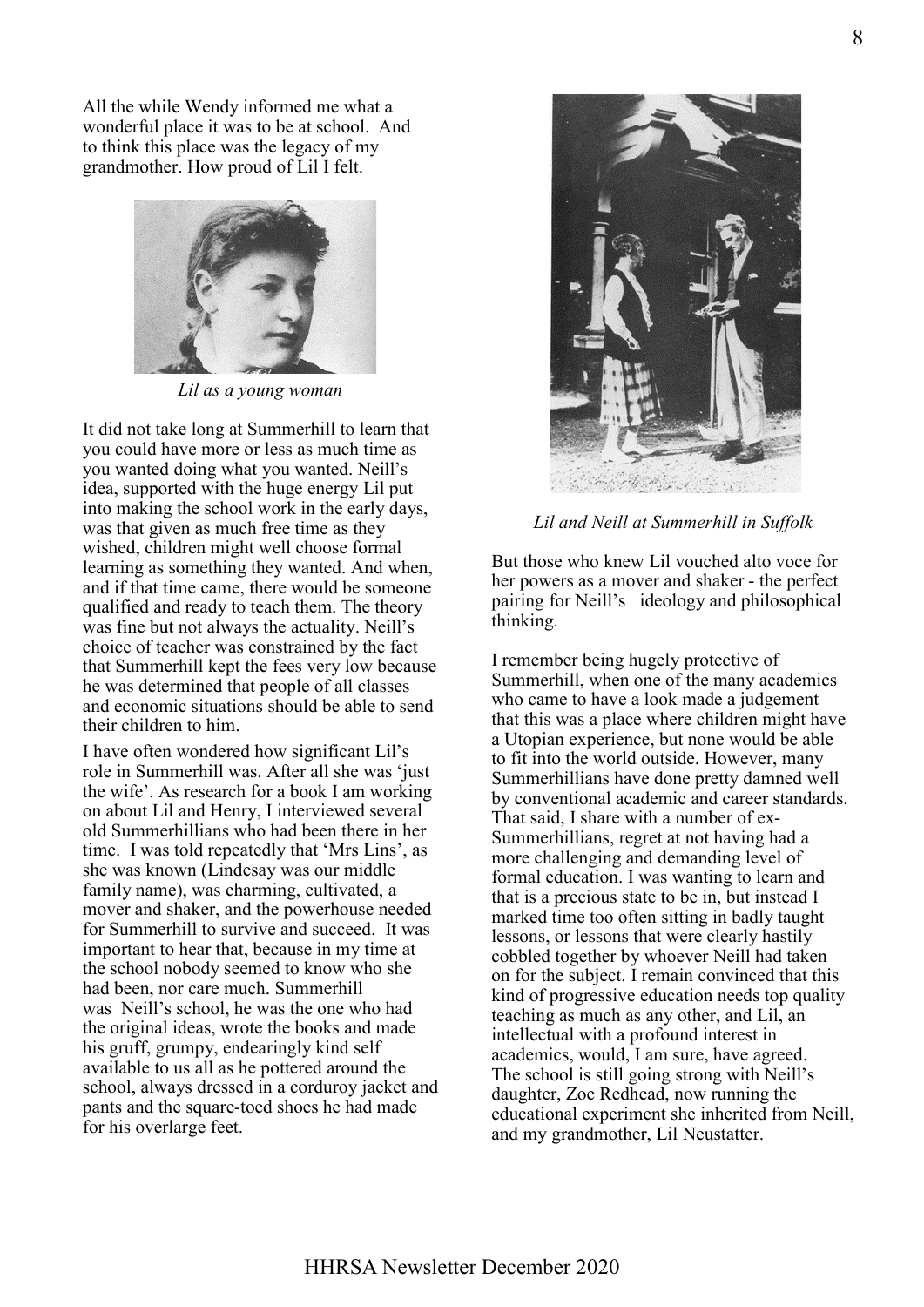All the while Wendy informed me what a wonderful place it was to be at school. And to think this place was the legacy of my grandmother. How proud of Lil I felt.

*Lil as a young woman*

It did not take long at Summerhill to learn that you could have more or less as much time as you wanted doing what you wanted. Neill's idea, supported with the huge energy Lil put into making the school work in the early days, was that given as much free time as they wished, children might well choose formal learning as something they wanted. And when, and if that time came, there would be someone qualified and ready to teach them. The theory was fine but not always the actuality. Neill's choice of teacher was constrained by the fact that Summerhill kept the fees very low because he was determined that people of all classes and economic situations should be able to send their children to him.

I have often wondered how significant Lil's role in Summerhill was. After all she was 'just the wife'. As research for a book I am working on about Lil and Henry, I interviewed several old Summerhillians who had been there in her time. I was told repeatedly that 'Mrs Lins', as she was known (Lindesay was our middle family name), was charming, cultivated, a mover and shaker, and the powerhouse needed for Summerhill to survive and succeed. It was important to hear that, because in my time at the school nobody seemed to know who she had been, nor care much. Summerhill was Neill's school, he was the one who had the original ideas, wrote the books and made his gruff, grumpy, endearingly kind self available to us all as he pottered around the school, always dressed in a corduroy jacket and pants and the square-toed shoes he had made for his overlarge feet.

*Lil and Neill at Summerhill in Suffolk*

But those who knew Lil vouched alto voce for her powers as a mover and shaker - the perfect pairing for Neill's ideology and philosophical thinking.

I remember being hugely protective of Summerhill, when one of the many academics who came to have a look made a judgement that this was a place where children might have a Utopian experience, but none would be able to fit into the world outside. However, many Summerhillians have done pretty damned well by conventional academic and career standards. That said, I share with a number of ex-Summerhillians, regret at not having had a more challenging and demanding level of formal education. I was wanting to learn and that is a precious state to be in, but instead I marked time too often sitting in badly taught lessons, or lessons that were clearly hastily cobbled together by whoever Neill had taken on for the subject. I remain convinced that this kind of progressive education needs top quality teaching as much as any other, and Lil, an intellectual with a profound interest in academics, would, I am sure, have agreed. The school is still going strong with Neill's daughter, Zoe Redhead, now running the educational experiment she inherited from Neill, and my grandmother, Lil Neustatter.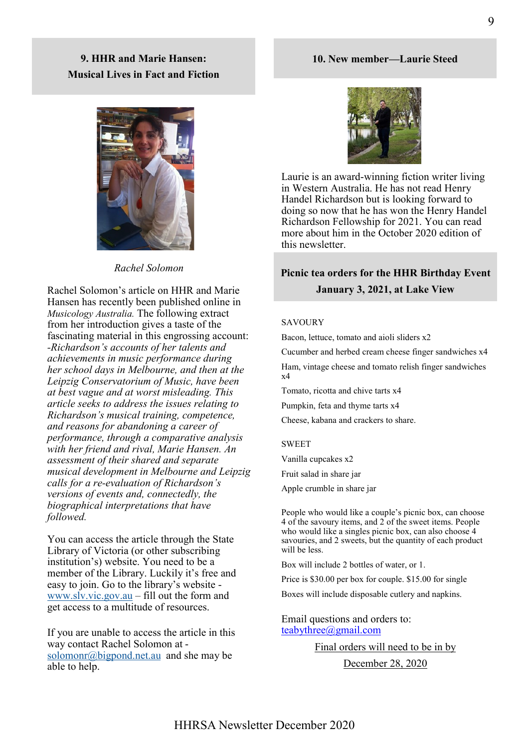## 9. HHR and Marie Hansen: Musical Lives in Fact and Fiction

*Rachel Solomon*

Rachel Solomon's article on HHR and Marie Hansen has recently been published online in *Musicology Australia.* The following extract from her introduction gives a taste of the fascinating material in this engrossing account: *-Richardson's accounts of her talents and achievements in music performance during her school days in Melbourne, and then at the Leipzig Conservatorium of Music, have been at best vague and at worst misleading. This article seeks to address the issues relating to Richardson's musical training, competence, and reasons for abandoning a career of performance, through a comparative analysis with her friend and rival, Marie Hansen. An assessment of their shared and separate musical development in Melbourne and Leipzig calls for a re-evaluation of Richardson's versions of events and, connectedly, the biographical interpretations that have followed.*

You can access the article through the State Library of Victoria (or other subscribing institution's) website. You need to be a member of the Library. Luckily it's free and easy to join. Go to the library's website - www.slv.vic.gov.au – fill out the form and get access to a multitude of resources.

If you are unable to access the article in this way contact Rachel Solomon at - solomonr@bigpond.net.au and she may be able to help.

## 10. New member—Laurie Steed

Laurie is an award-winning fiction writer living in Western Australia. He has not read Henry Handel Richardson but is looking forward to doing so now that he has won the Henry Handel Richardson Fellowship for 2021. You can read more about him in the October 2020 edition of this newsletter.

## Picnic tea orders for the HHR Birthday Event January 3, 2021, at Lake View

SAVOURY

Bacon, lettuce, tomato and aioli sliders x2

Cucumber and herbed cream cheese finger sandwiches x4

Ham, vintage cheese and tomato relish finger sandwiches x4

Tomato, ricotta and chive tarts x4

Pumpkin, feta and thyme tarts x4

Cheese, kabana and crackers to share.

SWEET

Vanilla cupcakes x2

Fruit salad in share jar

Apple crumble in share jar

People who would like a couple's picnic box, can choose 4 of the savoury items, and 2 of the sweet items. People who would like a singles picnic box, can also choose 4 savouries, and 2 sweets, but the quantity of each product will be less.

Box will include 2 bottles of water, or 1.

Price is $30.00 per box for couple. $15.00 for single

Boxes will include disposable cutlery and napkins.

Email questions and orders to: teabythree@gmail.com

Final orders will need to be in by December 28, 2020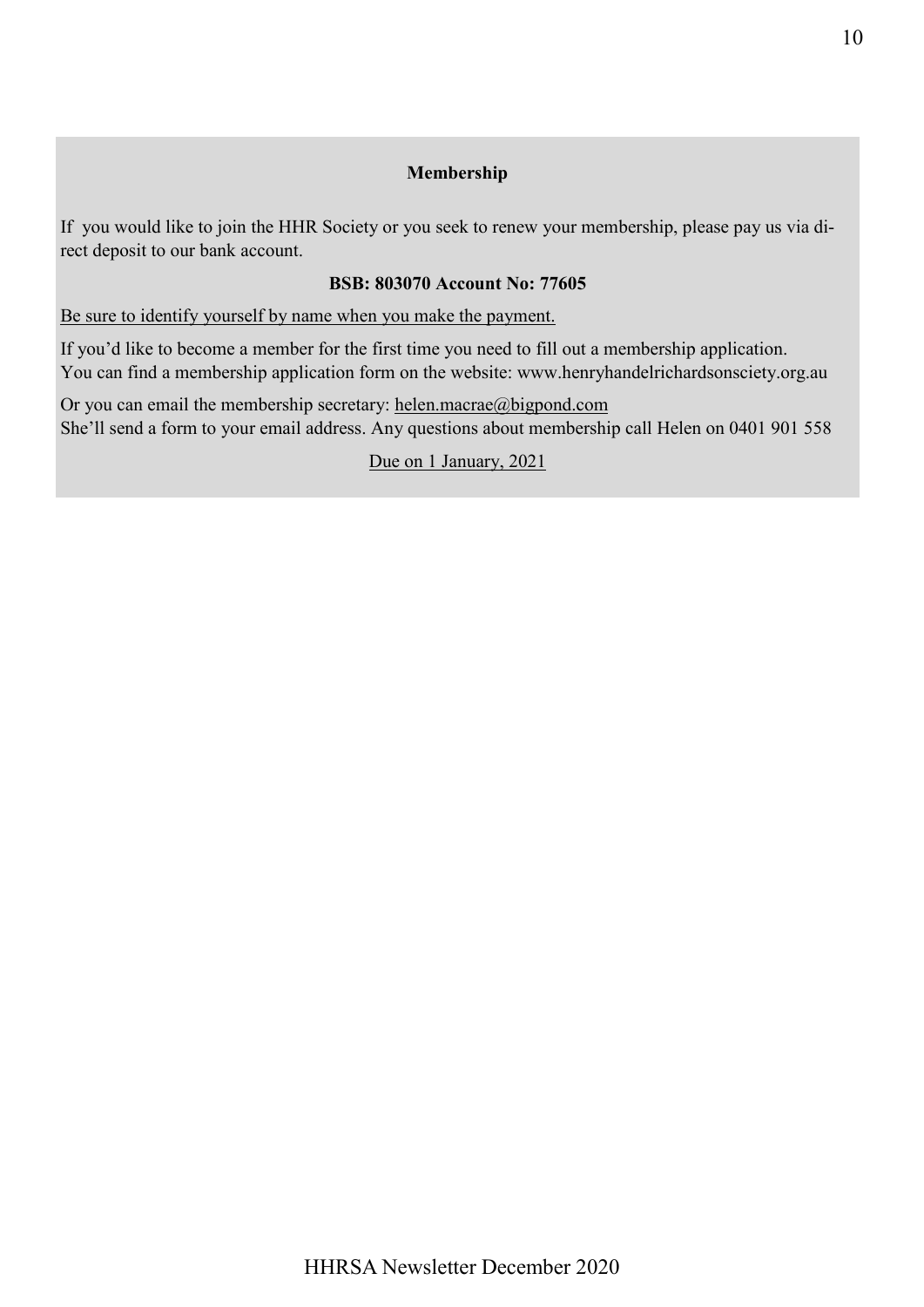## Membership

If you would like to join the HHR Society or you seek to renew your membership, please pay us via direct deposit to our bank account.

**BSB: 803070 Account No: 77605**

<u>Be sure to identify yourself by name when you make the payment.</u>

If you'd like to become a member for the first time you need to fill out a membership application.
You can find a membership application form on the website: www.henryhandelrichardsonsciety.org.au

Or you can email the membership secretary: helen.macrae@bigpond.com
She'll send a form to your email address. Any questions about membership call Helen on 0401 901 558

<u>Due on 1 January, 2021</u>